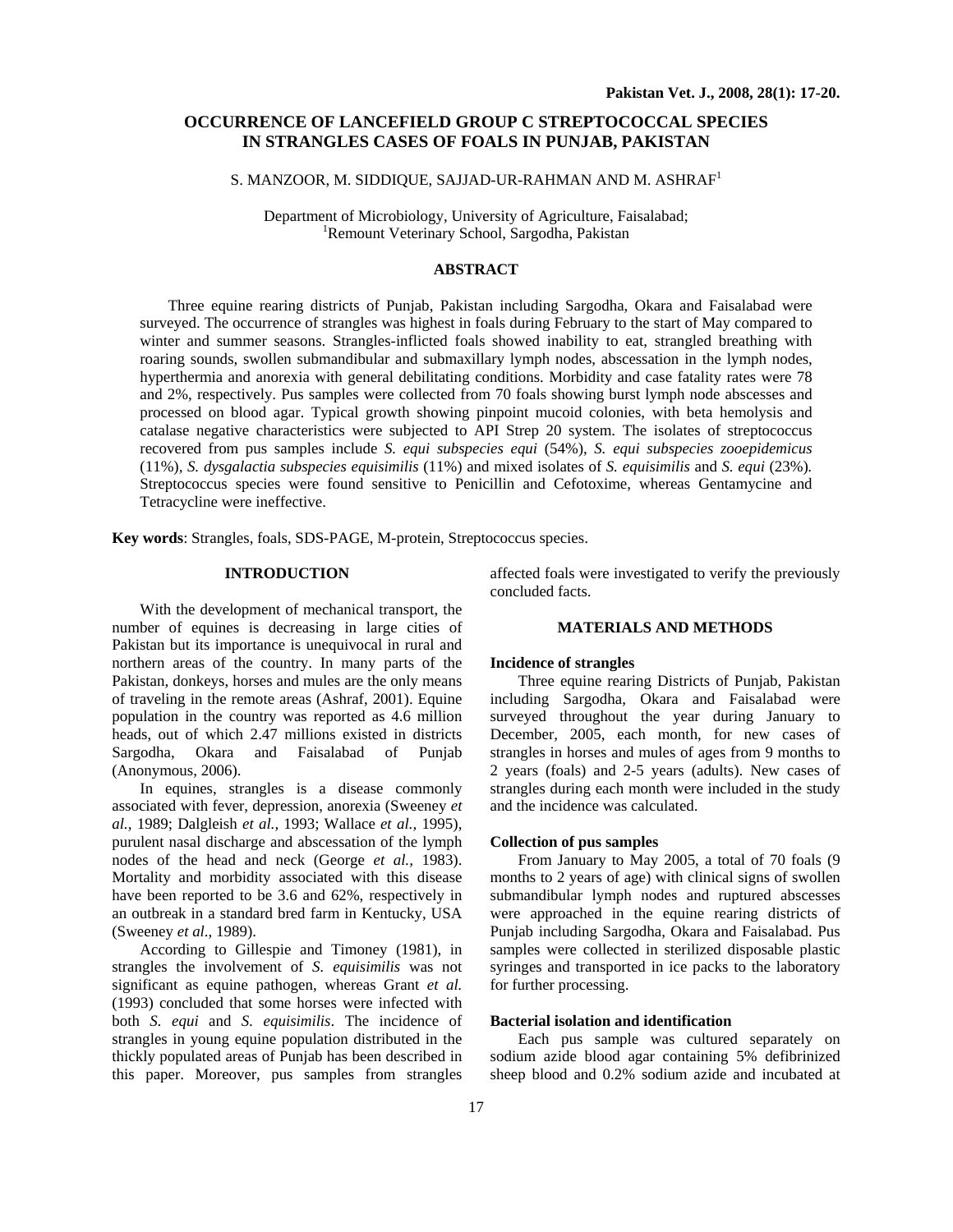# OCCURRENCE OF LANCEFIELD GROUP C STREPTOCOCCAL SPECIES IN STRANGLES CASES OF FOALS IN PUNJAB, PAKISTAN

S. MANZOOR, M. SIDDIQUE, SAJJAD-UR-RAHMAN AND M. ASHRAF[1]

Department of Microbiology, University of Agriculture, Faisalabad;
[1]Remount Veterinary School, Sargodha, Pakistan

## ABSTRACT

Three equine rearing districts of Punjab, Pakistan including Sargodha, Okara and Faisalabad were surveyed. The occurrence of strangles was highest in foals during February to the start of May compared to winter and summer seasons. Strangles-inflicted foals showed inability to eat, strangled breathing with roaring sounds, swollen submandibular and submaxillary lymph nodes, abscessation in the lymph nodes, hyperthermia and anorexia with general debilitating conditions. Morbidity and case fatality rates were 78 and 2%, respectively. Pus samples were collected from 70 foals showing burst lymph node abscesses and processed on blood agar. Typical growth showing pinpoint mucoid colonies, with beta hemolysis and catalase negative characteristics were subjected to API Strep 20 system. The isolates of streptococcus recovered from pus samples include *S. equi subspecies equi* (54%), *S. equi subspecies zooepidemicus* (11%), *S. dysgalactia subspecies equisimilis* (11%) and mixed isolates of *S. equisimilis* and *S. equi* (23%). Streptococcus species were found sensitive to Penicillin and Cefotoxime, whereas Gentamycine and Tetracycline were ineffective.

**Key words**: Strangles, foals, SDS-PAGE, M-protein, Streptococcus species.

## INTRODUCTION

With the development of mechanical transport, the number of equines is decreasing in large cities of Pakistan but its importance is unequivocal in rural and northern areas of the country. In many parts of the Pakistan, donkeys, horses and mules are the only means of traveling in the remote areas (Ashraf, 2001). Equine population in the country was reported as 4.6 million heads, out of which 2.47 millions existed in districts Sargodha, Okara and Faisalabad of Punjab (Anonymous, 2006).

In equines, strangles is a disease commonly associated with fever, depression, anorexia (Sweeney *et al.,* 1989; Dalgleish *et al.,* 1993; Wallace *et al.,* 1995), purulent nasal discharge and abscessation of the lymph nodes of the head and neck (George *et al.,* 1983). Mortality and morbidity associated with this disease have been reported to be 3.6 and 62%, respectively in an outbreak in a standard bred farm in Kentucky, USA (Sweeney *et al*., 1989).

According to Gillespie and Timoney (1981), in strangles the involvement of *S. equisimilis* was not significant as equine pathogen, whereas Grant *et al.* (1993) concluded that some horses were infected with both *S. equi* and *S. equisimilis*. The incidence of strangles in young equine population distributed in the thickly populated areas of Punjab has been described in this paper. Moreover, pus samples from strangles affected foals were investigated to verify the previously concluded facts.

## MATERIALS AND METHODS

### Incidence of strangles

Three equine rearing Districts of Punjab, Pakistan including Sargodha, Okara and Faisalabad were surveyed throughout the year during January to December, 2005, each month, for new cases of strangles in horses and mules of ages from 9 months to 2 years (foals) and 2-5 years (adults). New cases of strangles during each month were included in the study and the incidence was calculated.

### Collection of pus samples

From January to May 2005, a total of 70 foals (9 months to 2 years of age) with clinical signs of swollen submandibular lymph nodes and ruptured abscesses were approached in the equine rearing districts of Punjab including Sargodha, Okara and Faisalabad. Pus samples were collected in sterilized disposable plastic syringes and transported in ice packs to the laboratory for further processing.

### Bacterial isolation and identification

Each pus sample was cultured separately on sodium azide blood agar containing 5% defibrinized sheep blood and 0.2% sodium azide and incubated at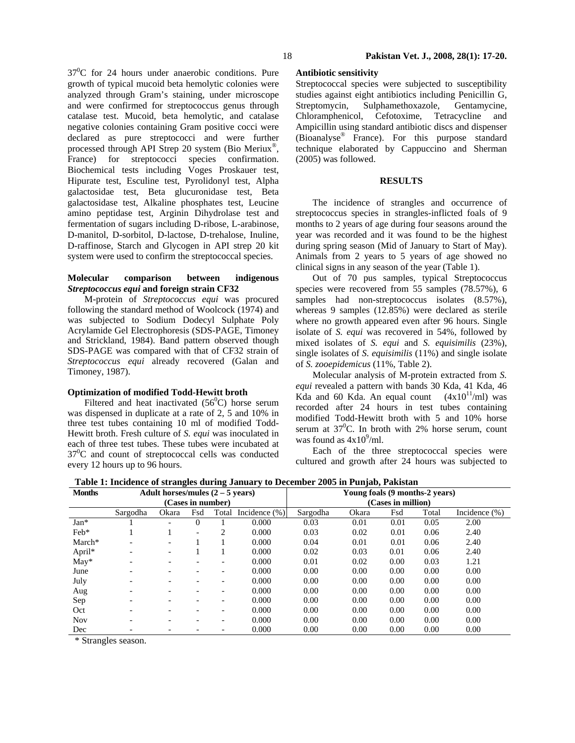$37^0C$ for 24 hours under anaerobic conditions. Pure growth of typical mucoid beta hemolytic colonies were analyzed through Gram's staining, under microscope and were confirmed for streptococcus genus through catalase test. Mucoid, beta hemolytic, and catalase negative colonies containing Gram positive cocci were declared as pure streptococci and were further processed through API Strep 20 system (Bio Meriux®, France) for streptococci species confirmation. Biochemical tests including Voges Proskauer test, Hipurate test, Esculine test, Pyrolidonyl test, Alpha galactosidae test, Beta glucuronidase test, Beta galactosidase test, Alkaline phosphates test, Leucine amino peptidase test, Arginin Dihydrolase test and fermentation of sugars including D-ribose, L-arabinose, D-manitol, D-sorbitol, D-lactose, D-trehalose, Inuline, D-raffinose, Starch and Glycogen in API strep 20 kit system were used to confirm the streptococcal species.

### Molecular comparison between indigenous *Streptococcus equi* and foreign strain CF32

M-protein of *Streptococcus equi* was procured following the standard method of Woolcock (1974) and was subjected to Sodium Dodecyl Sulphate Poly Acrylamide Gel Electrophoresis (SDS-PAGE, Timoney and Strickland, 1984). Band pattern observed though SDS-PAGE was compared with that of CF32 strain of *Streptococcus equi* already recovered (Galan and Timoney, 1987).

### Optimization of modified Todd-Hewitt broth

Filtered and heat inactivated ($56^0C$) horse serum was dispensed in duplicate at a rate of 2, 5 and 10% in three test tubes containing 10 ml of modified Todd-Hewitt broth. Fresh culture of *S. equi* was inoculated in each of three test tubes. These tubes were incubated at $37^0C$ and count of streptococcal cells was conducted every 12 hours up to 96 hours.

### Antibiotic sensitivity

Streptococcal species were subjected to susceptibility studies against eight antibiotics including Penicillin G, Streptomycin, Sulphamethoxazole, Gentamycine, Chloramphenicol, Cefotoxime, Tetracycline and Ampicillin using standard antibiotic discs and dispenser (Bioanalyse® France). For this purpose standard technique elaborated by Cappuccino and Sherman (2005) was followed.

## RESULTS

The incidence of strangles and occurrence of streptococcus species in strangles-inflicted foals of 9 months to 2 years of age during four seasons around the year was recorded and it was found to be the highest during spring season (Mid of January to Start of May). Animals from 2 years to 5 years of age showed no clinical signs in any season of the year (Table 1).

Out of 70 pus samples, typical Streptococcus species were recovered from 55 samples (78.57%), 6 samples had non-streptococcus isolates (8.57%), whereas 9 samples (12.85%) were declared as sterile where no growth appeared even after 96 hours. Single isolate of *S. equi* was recovered in 54%, followed by mixed isolates of *S. equi* and *S. equisimilis* (23%), single isolates of *S. equisimilis* (11%) and single isolate of *S. zooepidemicus* (11%, Table 2).

Molecular analysis of M-protein extracted from *S. equi* revealed a pattern with bands 30 Kda, 41 Kda, 46 Kda and 60 Kda. An equal count ($4x10^{11}$/ml) was recorded after 24 hours in test tubes containing modified Todd-Hewitt broth with 5 and 10% horse serum at $37^0C$. In broth with 2% horse serum, count was found as $4x10^9$/ml.

Each of the three streptococcal species were cultured and growth after 24 hours was subjected to

**Table 1: Incidence of strangles during January to December 2005 in Punjab, Pakistan**

| Months | Adult horses/mules (2 – 5 years) (Cases in number) | | | | | Young foals (9 months-2 years) (Cases in million) | | | | |
|---|---|---|---|---|---|---|---|---|---|---|
| | Sargodha | Okara | Fsd | Total | Incidence (%) | Sargodha | Okara | Fsd | Total | Incidence (%) |
| Jan* | 1 | - | 0 | 1 | 0.000 | 0.03 | 0.01 | 0.01 | 0.05 | 2.00 |
| Feb* | 1 | 1 | - | 2 | 0.000 | 0.03 | 0.02 | 0.01 | 0.06 | 2.40 |
| March* | - | - | 1 | 1 | 0.000 | 0.04 | 0.01 | 0.01 | 0.06 | 2.40 |
| April* | - | - | 1 | 1 | 0.000 | 0.02 | 0.03 | 0.01 | 0.06 | 2.40 |
| May* | - | - | - | - | 0.000 | 0.01 | 0.02 | 0.00 | 0.03 | 1.21 |
| June | - | - | - | - | 0.000 | 0.00 | 0.00 | 0.00 | 0.00 | 0.00 |
| July | - | - | - | - | 0.000 | 0.00 | 0.00 | 0.00 | 0.00 | 0.00 |
| Aug | - | - | - | - | 0.000 | 0.00 | 0.00 | 0.00 | 0.00 | 0.00 |
| Sep | - | - | - | - | 0.000 | 0.00 | 0.00 | 0.00 | 0.00 | 0.00 |
| Oct | - | - | - | - | 0.000 | 0.00 | 0.00 | 0.00 | 0.00 | 0.00 |
| Nov | - | - | - | - | 0.000 | 0.00 | 0.00 | 0.00 | 0.00 | 0.00 |
| Dec | - | - | - | - | 0.000 | 0.00 | 0.00 | 0.00 | 0.00 | 0.00 |

* Strangles season.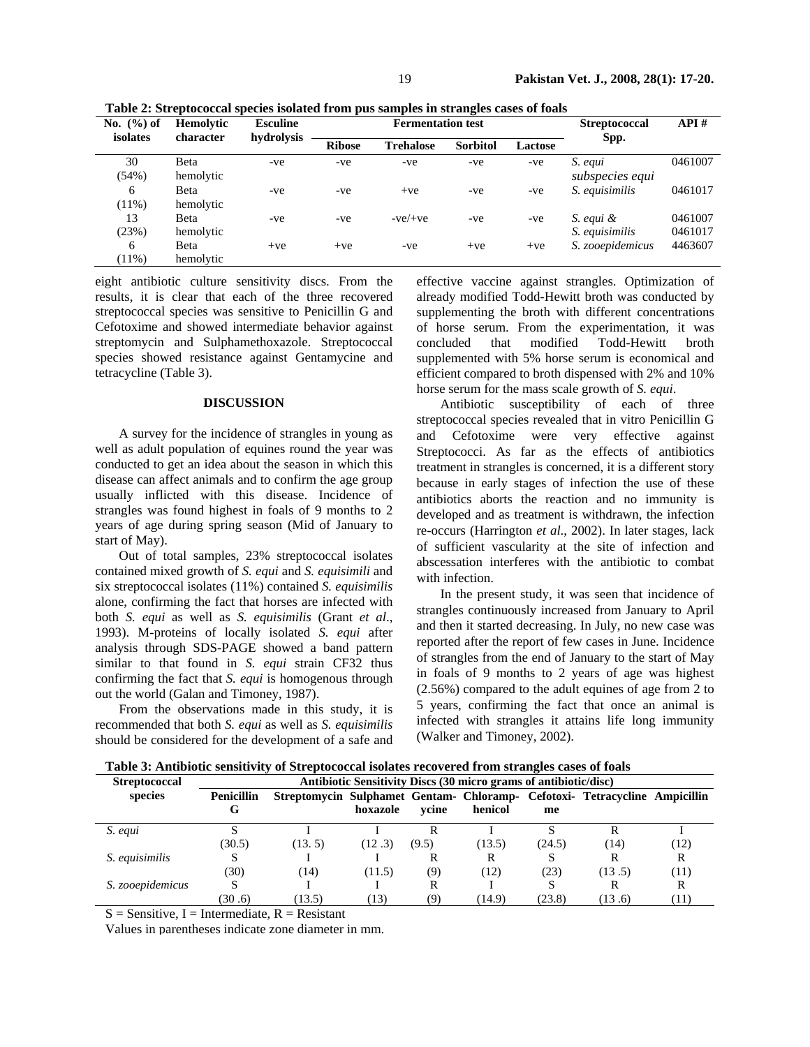**Table 2: Streptococcal species isolated from pus samples in strangles cases of foals**

| No. (%) of isolates | Hemolytic character | Esculine hydrolysis | Fermentation test | | | | Streptococcal Spp. | API # |
|---|---|---|---|---|---|---|---|---|
| | | | Ribose | Trehalose | Sorbitol | Lactose | | |
| 30 (54%) | Beta hemolytic | -ve | -ve | -ve | -ve | -ve | *S. equi subspecies equi* | 0461007 |
| 6 (11%) | Beta hemolytic | -ve | -ve | +ve | -ve | -ve | *S. equisimilis* | 0461017 |
| 13 (23%) | Beta hemolytic | -ve | -ve | -ve/+ve | -ve | -ve | *S. equi* & *S. equisimilis* | 0461007 0461017 |
| 6 (11%) | Beta hemolytic | +ve | +ve | -ve | +ve | +ve | *S. zooepidemicus* | 4463607 |

eight antibiotic culture sensitivity discs. From the results, it is clear that each of the three recovered streptococcal species was sensitive to Penicillin G and Cefotoxime and showed intermediate behavior against streptomycin and Sulphamethoxazole. Streptococcal species showed resistance against Gentamycine and tetracycline (Table 3).

## DISCUSSION

A survey for the incidence of strangles in young as well as adult population of equines round the year was conducted to get an idea about the season in which this disease can affect animals and to confirm the age group usually inflicted with this disease. Incidence of strangles was found highest in foals of 9 months to 2 years of age during spring season (Mid of January to start of May).

Out of total samples, 23% streptococcal isolates contained mixed growth of *S. equi* and *S. equisimili* and six streptococcal isolates (11%) contained *S. equisimilis* alone, confirming the fact that horses are infected with both *S. equi* as well as *S. equisimilis* (Grant *et al*., 1993). M-proteins of locally isolated *S. equi* after analysis through SDS-PAGE showed a band pattern similar to that found in *S. equi* strain CF32 thus confirming the fact that *S. equi* is homogenous through out the world (Galan and Timoney, 1987).

From the observations made in this study, it is recommended that both *S. equi* as well as *S. equisimilis* should be considered for the development of a safe and effective vaccine against strangles. Optimization of already modified Todd-Hewitt broth was conducted by supplementing the broth with different concentrations of horse serum. From the experimentation, it was concluded that modified Todd-Hewitt broth supplemented with 5% horse serum is economical and efficient compared to broth dispensed with 2% and 10% horse serum for the mass scale growth of *S. equi*.

Antibiotic susceptibility of each of three streptococcal species revealed that in vitro Penicillin G and Cefotoxime were very effective against Streptococci. As far as the effects of antibiotics treatment in strangles is concerned, it is a different story because in early stages of infection the use of these antibiotics aborts the reaction and no immunity is developed and as treatment is withdrawn, the infection re-occurs (Harrington *et al*., 2002). In later stages, lack of sufficient vascularity at the site of infection and abscessation interferes with the antibiotic to combat with infection.

In the present study, it was seen that incidence of strangles continuously increased from January to April and then it started decreasing. In July, no new case was reported after the report of few cases in June. Incidence of strangles from the end of January to the start of May in foals of 9 months to 2 years of age was highest (2.56%) compared to the adult equines of age from 2 to 5 years, confirming the fact that once an animal is infected with strangles it attains life long immunity (Walker and Timoney, 2002).

**Table 3: Antibiotic sensitivity of Streptococcal isolates recovered from strangles cases of foals**

| Streptococcal species | Antibiotic Sensitivity Discs (30 micro grams of antibiotic/disc) | | | | | | | |
|---|---|---|---|---|---|---|---|---|
| | Penicillin G | Streptomycin | Sulphamethoxazole | Gentamycine | Chloramphenicol | Cefotoxime | Tetracycline | Ampicillin |
| *S. equi* | S (30.5) | I (13. 5) | I (12 .3) | R (9.5) | I (13.5) | S (24.5) | R (14) | I (12) |
| *S. equisimilis* | S (30) | I (14) | I (11.5) | R (9) | R (12) | S (23) | R (13 .5) | R (11) |
| *S. zooepidemicus* | S (30 .6) | I (13.5) | I (13) | R (9) | I (14.9) | S (23.8) | R (13 .6) | R (11) |

S = Sensitive, I = Intermediate, R = Resistant

Values in parentheses indicate zone diameter in mm.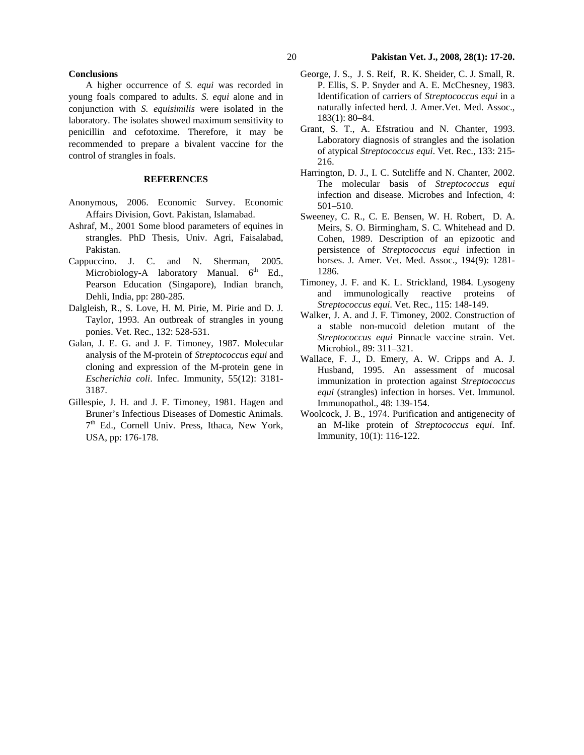## Conclusions

A higher occurrence of *S. equi* was recorded in young foals compared to adults. *S. equi* alone and in conjunction with *S. equisimilis* were isolated in the laboratory. The isolates showed maximum sensitivity to penicillin and cefotoxime. Therefore, it may be recommended to prepare a bivalent vaccine for the control of strangles in foals.

## REFERENCES

Anonymous, 2006. Economic Survey. Economic Affairs Division, Govt. Pakistan, Islamabad.

Ashraf, M., 2001 Some blood parameters of equines in strangles. PhD Thesis, Univ. Agri, Faisalabad, Pakistan.

Cappuccino. J. C. and N. Sherman, 2005. Microbiology-A laboratory Manual. 6th Ed., Pearson Education (Singapore), Indian branch, Dehli, India, pp: 280-285.

Dalgleish, R., S. Love, H. M. Pirie, M. Pirie and D. J. Taylor, 1993. An outbreak of strangles in young ponies. Vet. Rec., 132: 528-531.

Galan, J. E. G. and J. F. Timoney, 1987. Molecular analysis of the M-protein of *Streptococcus equi* and cloning and expression of the M-protein gene in *Escherichia coli*. Infec. Immunity, 55(12): 3181-3187.

Gillespie, J. H. and J. F. Timoney, 1981. Hagen and Bruner's Infectious Diseases of Domestic Animals. 7th Ed., Cornell Univ. Press, Ithaca, New York, USA, pp: 176-178.

George, J. S., J. S. Reif, R. K. Sheider, C. J. Small, R. P. Ellis, S. P. Snyder and A. E. McChesney, 1983. Identification of carriers of *Streptococcus equi* in a naturally infected herd. J. Amer.Vet. Med. Assoc., 183(1): 80–84.

Grant, S. T., A. Efstratiou and N. Chanter, 1993. Laboratory diagnosis of strangles and the isolation of atypical *Streptococcus equi*. Vet. Rec., 133: 215-216.

Harrington, D. J., I. C. Sutcliffe and N. Chanter, 2002. The molecular basis of *Streptococcus equi* infection and disease. Microbes and Infection, 4: 501–510.

Sweeney, C. R., C. E. Bensen, W. H. Robert, D. A. Meirs, S. O. Birmingham, S. C. Whitehead and D. Cohen, 1989. Description of an epizootic and persistence of *Streptococcus equi* infection in horses. J. Amer. Vet. Med. Assoc., 194(9): 1281-1286.

Timoney, J. F. and K. L. Strickland, 1984. Lysogeny and immunologically reactive proteins of *Streptococcus equi*. Vet. Rec., 115: 148-149.

Walker, J. A. and J. F. Timoney, 2002. Construction of a stable non-mucoid deletion mutant of the *Streptococcus equi* Pinnacle vaccine strain. Vet. Microbiol., 89: 311–321.

Wallace, F. J., D. Emery, A. W. Cripps and A. J. Husband, 1995. An assessment of mucosal immunization in protection against *Streptococcus equi* (strangles) infection in horses. Vet. Immunol. Immunopathol., 48: 139-154.

Woolcock, J. B., 1974. Purification and antigenecity of an M-like protein of *Streptococcus equi*. Inf. Immunity, 10(1): 116-122.